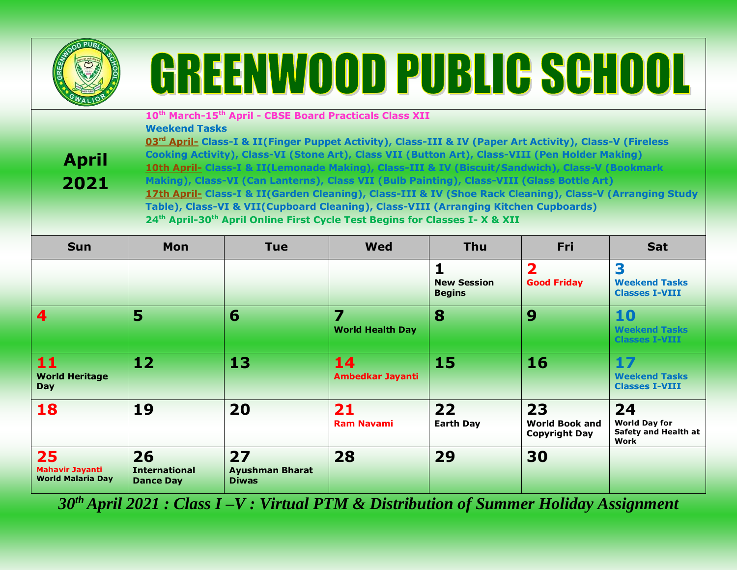# GREENWOOD PUBLIC SCHOOL

## April 2021

10th March-15th April - CBSE Board Practicals Class XII

**Weekend Tasks**

**03rd April-** Class-I & II(Finger Puppet Activity), Class-III & IV (Paper Art Activity), Class-V (Fireless Cooking Activity), Class-VI (Stone Art), Class VII (Button Art), Class-VIII (Pen Holder Making)

**10th April-** Class-I & II(Lemonade Making), Class-III & IV (Biscuit/Sandwich), Class-V (Bookmark Making), Class-VI (Can Lanterns), Class VII (Bulb Painting), Class-VIII (Glass Bottle Art)

**17th April-** Class-I & II(Garden Cleaning), Class-III & IV (Shoe Rack Cleaning), Class-V (Arranging Study Table), Class-VI & VII(Cupboard Cleaning), Class-VIII (Arranging Kitchen Cupboards)

24th April-30th April Online First Cycle Test Begins for Classes I- X & XII

| Sun | Mon | Tue | Wed | Thu | Fri | Sat |
|---|---|---|---|---|---|---|
| | | | | **1** New Session Begins | **2** Good Friday | **3** Weekend Tasks Classes I-VIII |
| **4** | **5** | **6** | **7** World Health Day | **8** | **9** | **10** Weekend Tasks Classes I-VIII |
| **11** World Heritage Day | **12** | **13** | **14** Ambedkar Jayanti | **15** | **16** | **17** Weekend Tasks Classes I-VIII |
| **18** | **19** | **20** | **21** Ram Navami | **22** Earth Day | **23** World Book and Copyright Day | **24** World Day for Safety and Health at Work |
| **25** Mahavir Jayanti World Malaria Day | **26** International Dance Day | **27** Ayushman Bharat Diwas | **28** | **29** | **30** | |

*30th April 2021 : Class I –V : Virtual PTM & Distribution of Summer Holiday Assignment*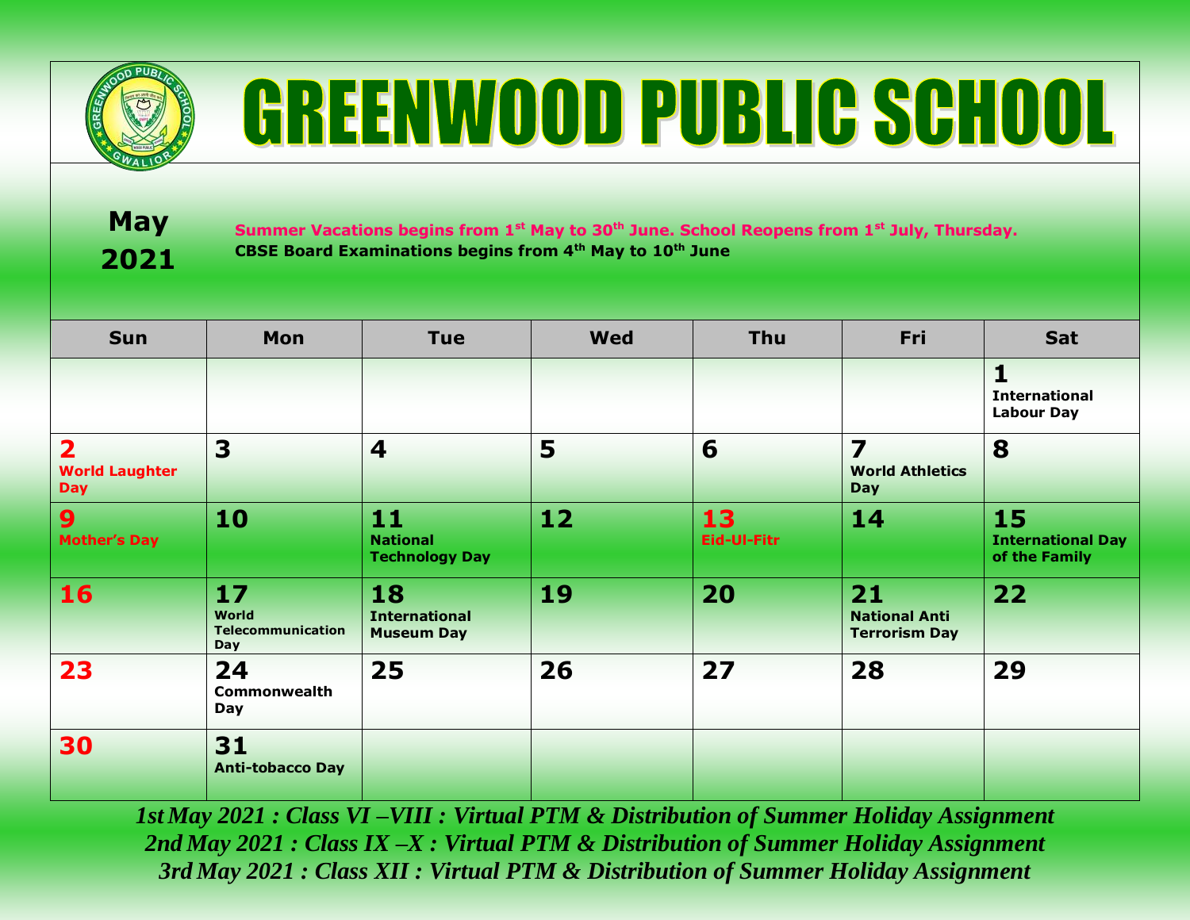# GREENWOOD PUBLIC SCHOOL

## May 2021

**Summer Vacations begins from 1st May to 30th June. School Reopens from 1st July, Thursday.**

**CBSE Board Examinations begins from 4th May to 10th June**

| Sun | Mon | Tue | Wed | Thu | Fri | Sat |
|---|---|---|---|---|---|---|
| | | | | | | **1** International Labour Day |
| **2** World Laughter Day | **3** | **4** | **5** | **6** | **7** World Athletics Day | **8** |
| **9** Mother's Day | **10** | **11** National Technology Day | **12** | **13** Eid-Ul-Fitr | **14** | **15** International Day of the Family |
| **16** | **17** World Telecommunication Day | **18** International Museum Day | **19** | **20** | **21** National Anti Terrorism Day | **22** |
| **23** | **24** Commonwealth Day | **25** | **26** | **27** | **28** | **29** |
| **30** | **31** Anti-tobacco Day | | | | | |

*1st May 2021 : Class VI –VIII : Virtual PTM & Distribution of Summer Holiday Assignment*

*2nd May 2021 : Class IX –X : Virtual PTM & Distribution of Summer Holiday Assignment*

*3rd May 2021 : Class XII : Virtual PTM & Distribution of Summer Holiday Assignment*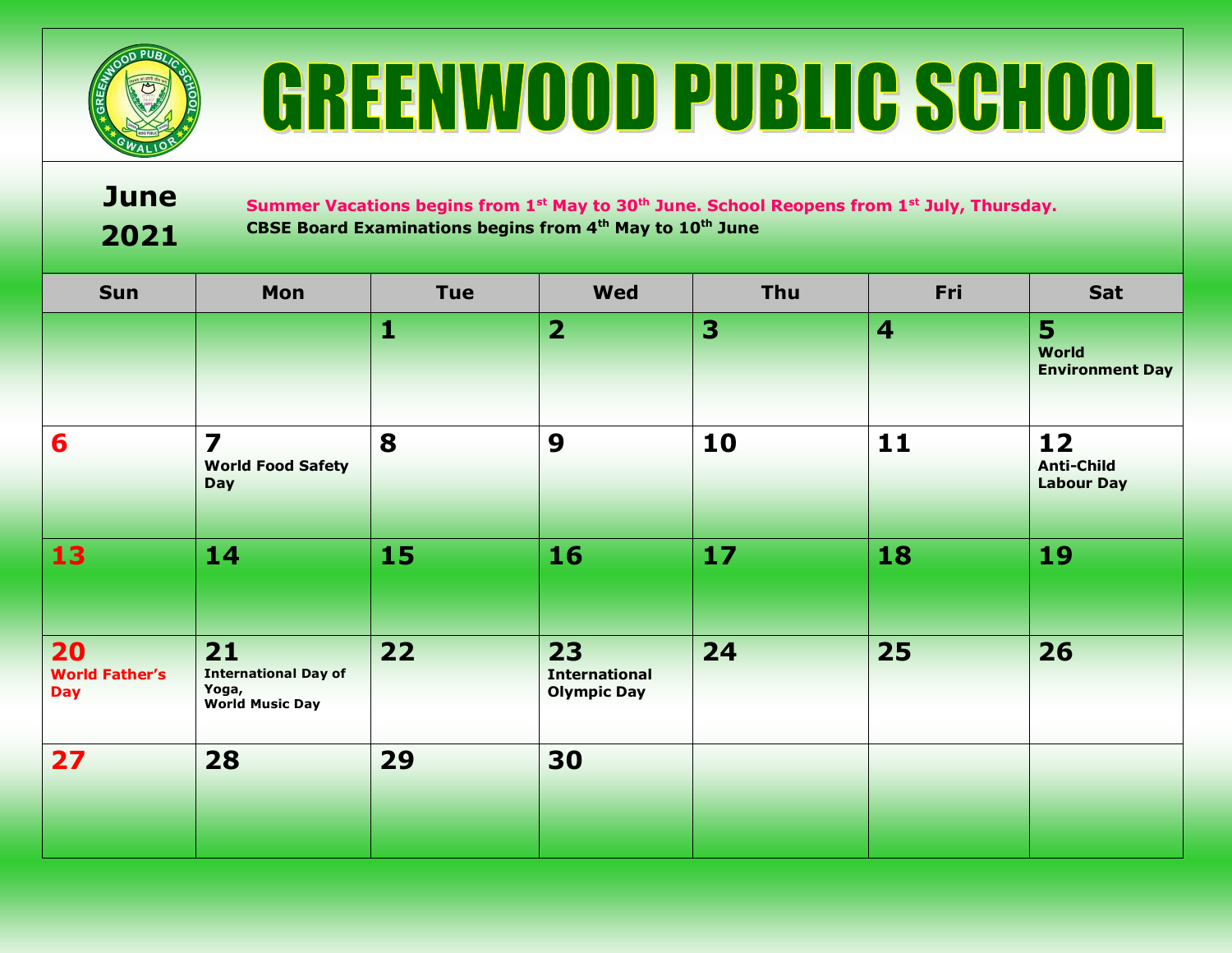# GREENWOOD PUBLIC SCHOOL

## June 2021

**Summer Vacations begins from 1st May to 30th June. School Reopens from 1st July, Thursday.**

**CBSE Board Examinations begins from 4th May to 10th June**

| Sun | Mon | Tue | Wed | Thu | Fri | Sat |
|---|---|---|---|---|---|---|
| | | 1 | 2 | 3 | 4 | 5 World Environment Day |
| 6 | 7 World Food Safety Day | 8 | 9 | 10 | 11 | 12 Anti-Child Labour Day |
| 13 | 14 | 15 | 16 | 17 | 18 | 19 |
| 20 World Father's Day | 21 International Day of Yoga, World Music Day | 22 | 23 International Olympic Day | 24 | 25 | 26 |
| 27 | 28 | 29 | 30 | | | |